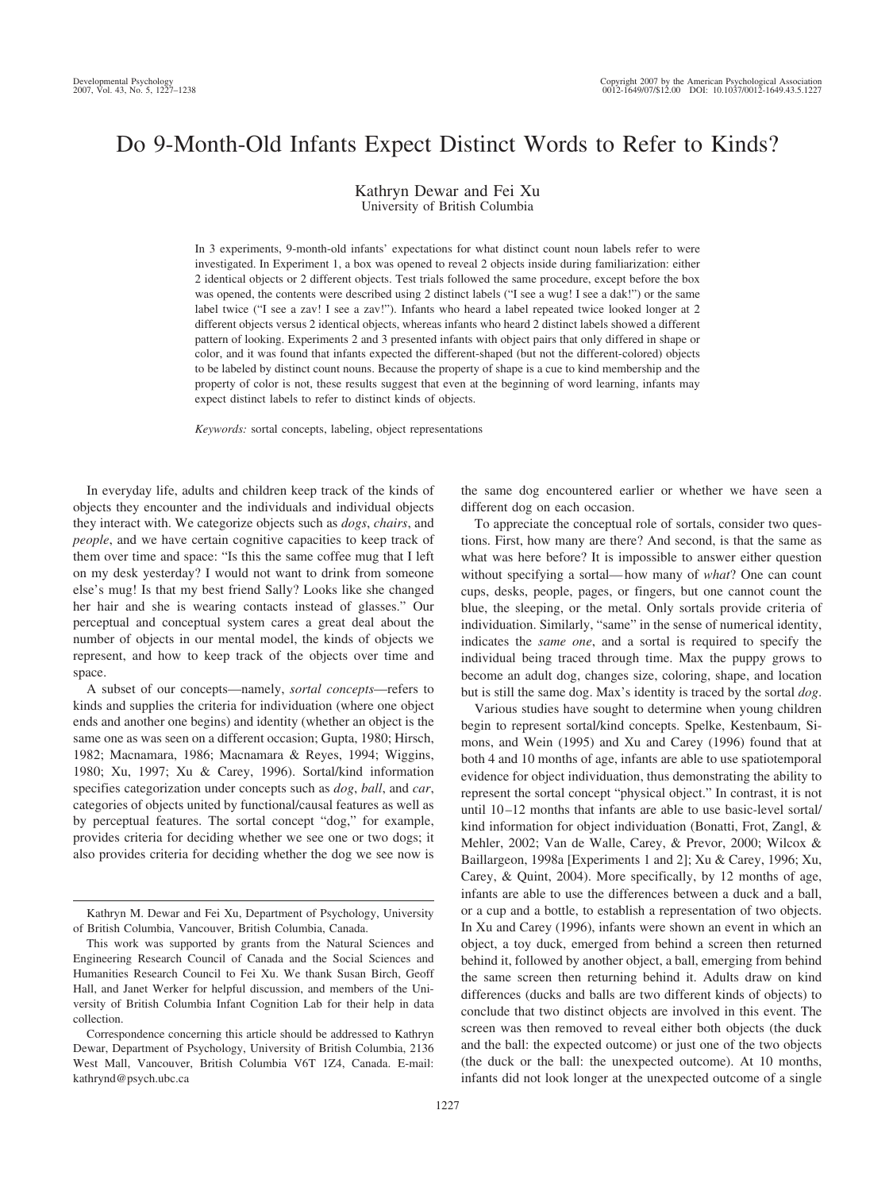# Do 9-Month-Old Infants Expect Distinct Words to Refer to Kinds?

Kathryn Dewar and Fei Xu
University of British Columbia

In 3 experiments, 9-month-old infants' expectations for what distinct count noun labels refer to were investigated. In Experiment 1, a box was opened to reveal 2 objects inside during familiarization: either 2 identical objects or 2 different objects. Test trials followed the same procedure, except before the box was opened, the contents were described using 2 distinct labels ("I see a wug! I see a dak!") or the same label twice ("I see a zav! I see a zav!"). Infants who heard a label repeated twice looked longer at 2 different objects versus 2 identical objects, whereas infants who heard 2 distinct labels showed a different pattern of looking. Experiments 2 and 3 presented infants with object pairs that only differed in shape or color, and it was found that infants expected the different-shaped (but not the different-colored) objects to be labeled by distinct count nouns. Because the property of shape is a cue to kind membership and the property of color is not, these results suggest that even at the beginning of word learning, infants may expect distinct labels to refer to distinct kinds of objects.

*Keywords:* sortal concepts, labeling, object representations

In everyday life, adults and children keep track of the kinds of objects they encounter and the individuals and individual objects they interact with. We categorize objects such as *dogs*, *chairs*, and *people*, and we have certain cognitive capacities to keep track of them over time and space: "Is this the same coffee mug that I left on my desk yesterday? I would not want to drink from someone else's mug! Is that my best friend Sally? Looks like she changed her hair and she is wearing contacts instead of glasses." Our perceptual and conceptual system cares a great deal about the number of objects in our mental model, the kinds of objects we represent, and how to keep track of the objects over time and space.

A subset of our concepts—namely, *sortal concepts*—refers to kinds and supplies the criteria for individuation (where one object ends and another one begins) and identity (whether an object is the same one as was seen on a different occasion; Gupta, 1980; Hirsch, 1982; Macnamara, 1986; Macnamara & Reyes, 1994; Wiggins, 1980; Xu, 1997; Xu & Carey, 1996). Sortal/kind information specifies categorization under concepts such as *dog*, *ball*, and *car*, categories of objects united by functional/causal features as well as by perceptual features. The sortal concept "dog," for example, provides criteria for deciding whether we see one or two dogs; it also provides criteria for deciding whether the dog we see now is the same dog encountered earlier or whether we have seen a different dog on each occasion.

To appreciate the conceptual role of sortals, consider two questions. First, how many are there? And second, is that the same as what was here before? It is impossible to answer either question without specifying a sortal—how many of *what*? One can count cups, desks, people, pages, or fingers, but one cannot count the blue, the sleeping, or the metal. Only sortals provide criteria of individuation. Similarly, "same" in the sense of numerical identity, indicates the *same one*, and a sortal is required to specify the individual being traced through time. Max the puppy grows to become an adult dog, changes size, coloring, shape, and location but is still the same dog. Max's identity is traced by the sortal *dog*.

Various studies have sought to determine when young children begin to represent sortal/kind concepts. Spelke, Kestenbaum, Simons, and Wein (1995) and Xu and Carey (1996) found that at both 4 and 10 months of age, infants are able to use spatiotemporal evidence for object individuation, thus demonstrating the ability to represent the sortal concept "physical object." In contrast, it is not until 10–12 months that infants are able to use basic-level sortal/kind information for object individuation (Bonatti, Frot, Zangl, & Mehler, 2002; Van de Walle, Carey, & Prevor, 2000; Wilcox & Baillargeon, 1998a [Experiments 1 and 2]; Xu & Carey, 1996; Xu, Carey, & Quint, 2004). More specifically, by 12 months of age, infants are able to use the differences between a duck and a ball, or a cup and a bottle, to establish a representation of two objects. In Xu and Carey (1996), infants were shown an event in which an object, a toy duck, emerged from behind a screen then returned behind it, followed by another object, a ball, emerging from behind the same screen then returning behind it. Adults draw on kind differences (ducks and balls are two different kinds of objects) to conclude that two distinct objects are involved in this event. The screen was then removed to reveal either both objects (the duck and the ball: the expected outcome) or just one of the two objects (the duck or the ball: the unexpected outcome). At 10 months, infants did not look longer at the unexpected outcome of a single

---

Kathryn M. Dewar and Fei Xu, Department of Psychology, University of British Columbia, Vancouver, British Columbia, Canada.

This work was supported by grants from the Natural Sciences and Engineering Research Council of Canada and the Social Sciences and Humanities Research Council to Fei Xu. We thank Susan Birch, Geoff Hall, and Janet Werker for helpful discussion, and members of the University of British Columbia Infant Cognition Lab for their help in data collection.

Correspondence concerning this article should be addressed to Kathryn Dewar, Department of Psychology, University of British Columbia, 2136 West Mall, Vancouver, British Columbia V6T 1Z4, Canada. E-mail: kathrynd@psych.ubc.ca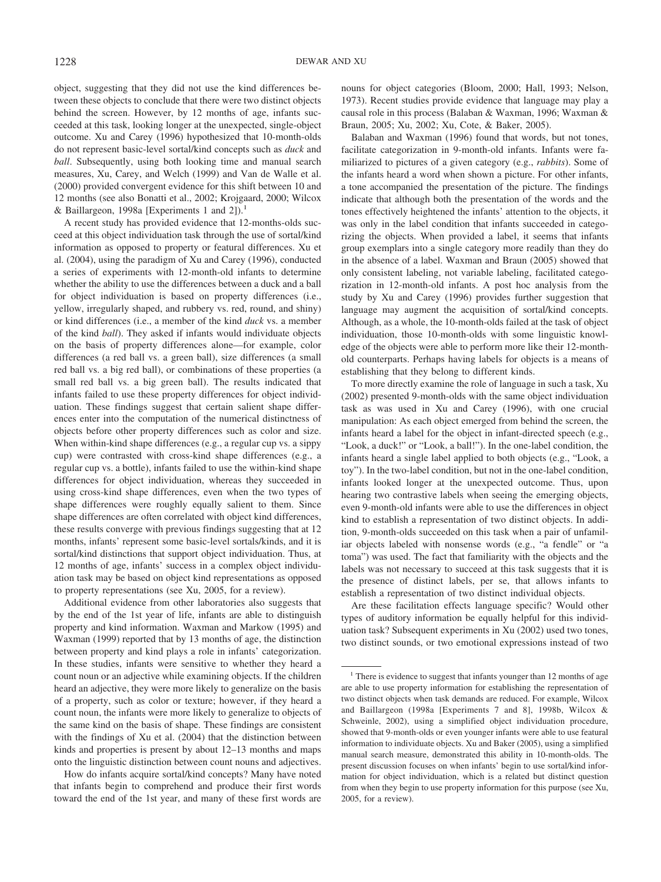object, suggesting that they did not use the kind differences between these objects to conclude that there were two distinct objects behind the screen. However, by 12 months of age, infants succeeded at this task, looking longer at the unexpected, single-object outcome. Xu and Carey (1996) hypothesized that 10-month-olds do not represent basic-level sortal/kind concepts such as *duck* and *ball*. Subsequently, using both looking time and manual search measures, Xu, Carey, and Welch (1999) and Van de Walle et al. (2000) provided convergent evidence for this shift between 10 and 12 months (see also Bonatti et al., 2002; Krojgaard, 2000; Wilcox & Baillargeon, 1998a [Experiments 1 and 2]).[1]

A recent study has provided evidence that 12-months-olds succeed at this object individuation task through the use of sortal/kind information as opposed to property or featural differences. Xu et al. (2004), using the paradigm of Xu and Carey (1996), conducted a series of experiments with 12-month-old infants to determine whether the ability to use the differences between a duck and a ball for object individuation is based on property differences (i.e., yellow, irregularly shaped, and rubbery vs. red, round, and shiny) or kind differences (i.e., a member of the kind *duck* vs. a member of the kind *ball*). They asked if infants would individuate objects on the basis of property differences alone—for example, color differences (a red ball vs. a green ball), size differences (a small red ball vs. a big red ball), or combinations of these properties (a small red ball vs. a big green ball). The results indicated that infants failed to use these property differences for object individuation. These findings suggest that certain salient shape differences enter into the computation of the numerical distinctness of objects before other property differences such as color and size. When within-kind shape differences (e.g., a regular cup vs. a sippy cup) were contrasted with cross-kind shape differences (e.g., a regular cup vs. a bottle), infants failed to use the within-kind shape differences for object individuation, whereas they succeeded in using cross-kind shape differences, even when the two types of shape differences were roughly equally salient to them. Since shape differences are often correlated with object kind differences, these results converge with previous findings suggesting that at 12 months, infants' represent some basic-level sortals/kinds, and it is sortal/kind distinctions that support object individuation. Thus, at 12 months of age, infants' success in a complex object individuation task may be based on object kind representations as opposed to property representations (see Xu, 2005, for a review).

Additional evidence from other laboratories also suggests that by the end of the 1st year of life, infants are able to distinguish property and kind information. Waxman and Markow (1995) and Waxman (1999) reported that by 13 months of age, the distinction between property and kind plays a role in infants' categorization. In these studies, infants were sensitive to whether they heard a count noun or an adjective while examining objects. If the children heard an adjective, they were more likely to generalize on the basis of a property, such as color or texture; however, if they heard a count noun, the infants were more likely to generalize to objects of the same kind on the basis of shape. These findings are consistent with the findings of Xu et al. (2004) that the distinction between kinds and properties is present by about 12–13 months and maps onto the linguistic distinction between count nouns and adjectives.

How do infants acquire sortal/kind concepts? Many have noted that infants begin to comprehend and produce their first words toward the end of the 1st year, and many of these first words are nouns for object categories (Bloom, 2000; Hall, 1993; Nelson, 1973). Recent studies provide evidence that language may play a causal role in this process (Balaban & Waxman, 1996; Waxman & Braun, 2005; Xu, 2002; Xu, Cote, & Baker, 2005).

Balaban and Waxman (1996) found that words, but not tones, facilitate categorization in 9-month-old infants. Infants were familiarized to pictures of a given category (e.g., *rabbits*). Some of the infants heard a word when shown a picture. For other infants, a tone accompanied the presentation of the picture. The findings indicate that although both the presentation of the words and the tones effectively heightened the infants' attention to the objects, it was only in the label condition that infants succeeded in categorizing the objects. When provided a label, it seems that infants group exemplars into a single category more readily than they do in the absence of a label. Waxman and Braun (2005) showed that only consistent labeling, not variable labeling, facilitated categorization in 12-month-old infants. A post hoc analysis from the study by Xu and Carey (1996) provides further suggestion that language may augment the acquisition of sortal/kind concepts. Although, as a whole, the 10-month-olds failed at the task of object individuation, those 10-month-olds with some linguistic knowledge of the objects were able to perform more like their 12-month-old counterparts. Perhaps having labels for objects is a means of establishing that they belong to different kinds.

To more directly examine the role of language in such a task, Xu (2002) presented 9-month-olds with the same object individuation task as was used in Xu and Carey (1996), with one crucial manipulation: As each object emerged from behind the screen, the infants heard a label for the object in infant-directed speech (e.g., "Look, a duck!" or "Look, a ball!"). In the one-label condition, the infants heard a single label applied to both objects (e.g., "Look, a toy"). In the two-label condition, but not in the one-label condition, infants looked longer at the unexpected outcome. Thus, upon hearing two contrastive labels when seeing the emerging objects, even 9-month-old infants were able to use the differences in object kind to establish a representation of two distinct objects. In addition, 9-month-olds succeeded on this task when a pair of unfamiliar objects labeled with nonsense words (e.g., "a fendle" or "a toma") was used. The fact that familiarity with the objects and the labels was not necessary to succeed at this task suggests that it is the presence of distinct labels, per se, that allows infants to establish a representation of two distinct individual objects.

Are these facilitation effects language specific? Would other types of auditory information be equally helpful for this individuation task? Subsequent experiments in Xu (2002) used two tones, two distinct sounds, or two emotional expressions instead of two

[1] There is evidence to suggest that infants younger than 12 months of age are able to use property information for establishing the representation of two distinct objects when task demands are reduced. For example, Wilcox and Baillargeon (1998a [Experiments 7 and 8], 1998b, Wilcox & Schweinle, 2002), using a simplified object individuation procedure, showed that 9-month-olds or even younger infants were able to use featural information to individuate objects. Xu and Baker (2005), using a simplified manual search measure, demonstrated this ability in 10-month-olds. The present discussion focuses on when infants' begin to use sortal/kind information for object individuation, which is a related but distinct question from when they begin to use property information for this purpose (see Xu, 2005, for a review).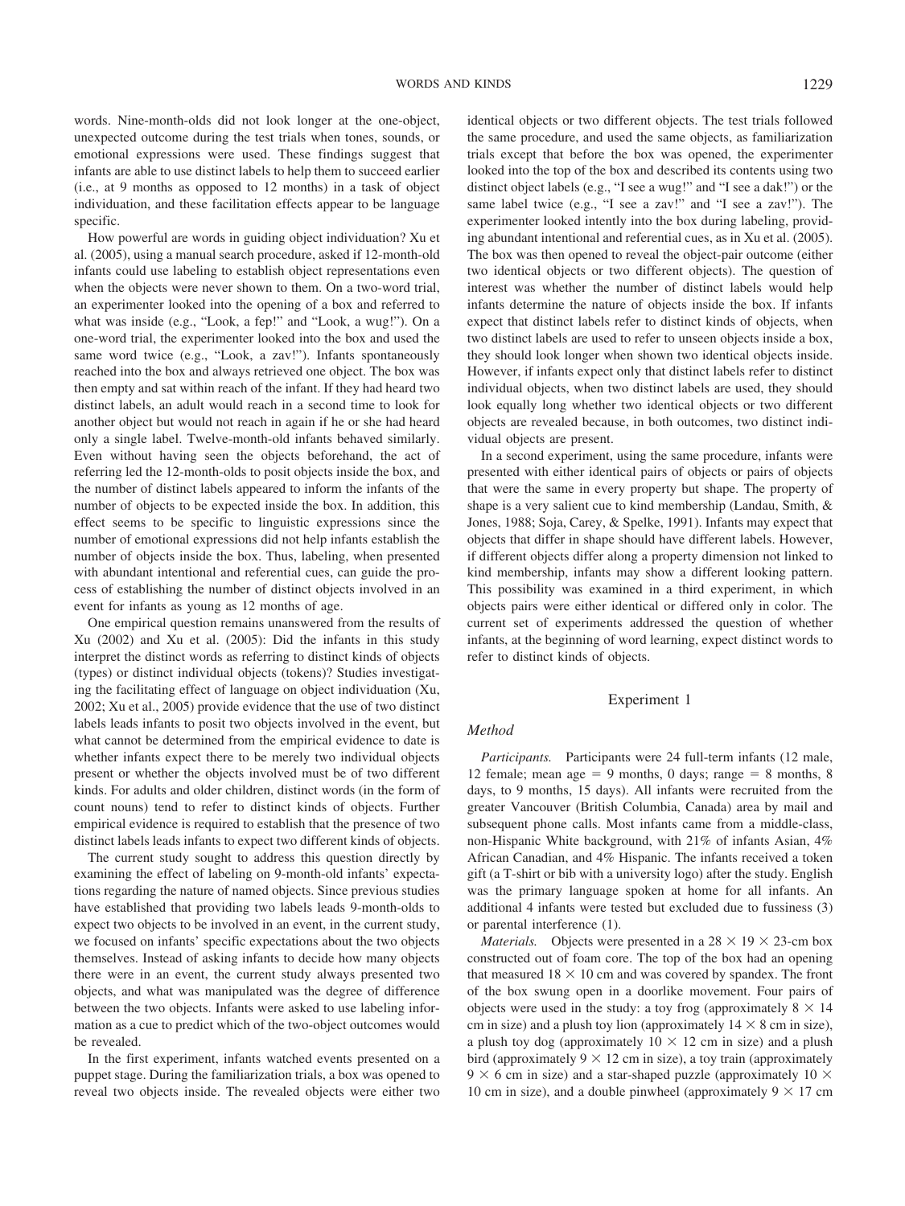words. Nine-month-olds did not look longer at the one-object, unexpected outcome during the test trials when tones, sounds, or emotional expressions were used. These findings suggest that infants are able to use distinct labels to help them to succeed earlier (i.e., at 9 months as opposed to 12 months) in a task of object individuation, and these facilitation effects appear to be language specific.

How powerful are words in guiding object individuation? Xu et al. (2005), using a manual search procedure, asked if 12-month-old infants could use labeling to establish object representations even when the objects were never shown to them. On a two-word trial, an experimenter looked into the opening of a box and referred to what was inside (e.g., "Look, a fep!" and "Look, a wug!"). On a one-word trial, the experimenter looked into the box and used the same word twice (e.g., "Look, a zav!"). Infants spontaneously reached into the box and always retrieved one object. The box was then empty and sat within reach of the infant. If they had heard two distinct labels, an adult would reach in a second time to look for another object but would not reach in again if he or she had heard only a single label. Twelve-month-old infants behaved similarly. Even without having seen the objects beforehand, the act of referring led the 12-month-olds to posit objects inside the box, and the number of distinct labels appeared to inform the infants of the number of objects to be expected inside the box. In addition, this effect seems to be specific to linguistic expressions since the number of emotional expressions did not help infants establish the number of objects inside the box. Thus, labeling, when presented with abundant intentional and referential cues, can guide the process of establishing the number of distinct objects involved in an event for infants as young as 12 months of age.

One empirical question remains unanswered from the results of Xu (2002) and Xu et al. (2005): Did the infants in this study interpret the distinct words as referring to distinct kinds of objects (types) or distinct individual objects (tokens)? Studies investigating the facilitating effect of language on object individuation (Xu, 2002; Xu et al., 2005) provide evidence that the use of two distinct labels leads infants to posit two objects involved in the event, but what cannot be determined from the empirical evidence to date is whether infants expect there to be merely two individual objects present or whether the objects involved must be of two different kinds. For adults and older children, distinct words (in the form of count nouns) tend to refer to distinct kinds of objects. Further empirical evidence is required to establish that the presence of two distinct labels leads infants to expect two different kinds of objects.

The current study sought to address this question directly by examining the effect of labeling on 9-month-old infants' expectations regarding the nature of named objects. Since previous studies have established that providing two labels leads 9-month-olds to expect two objects to be involved in an event, in the current study, we focused on infants' specific expectations about the two objects themselves. Instead of asking infants to decide how many objects there were in an event, the current study always presented two objects, and what was manipulated was the degree of difference between the two objects. Infants were asked to use labeling information as a cue to predict which of the two-object outcomes would be revealed.

In the first experiment, infants watched events presented on a puppet stage. During the familiarization trials, a box was opened to reveal two objects inside. The revealed objects were either two identical objects or two different objects. The test trials followed the same procedure, and used the same objects, as familiarization trials except that before the box was opened, the experimenter looked into the top of the box and described its contents using two distinct object labels (e.g., "I see a wug!" and "I see a dak!") or the same label twice (e.g., "I see a zav!" and "I see a zav!"). The experimenter looked intently into the box during labeling, providing abundant intentional and referential cues, as in Xu et al. (2005). The box was then opened to reveal the object-pair outcome (either two identical objects or two different objects). The question of interest was whether the number of distinct labels would help infants determine the nature of objects inside the box. If infants expect that distinct labels refer to distinct kinds of objects, when two distinct labels are used to refer to unseen objects inside a box, they should look longer when shown two identical objects inside. However, if infants expect only that distinct labels refer to distinct individual objects, when two distinct labels are used, they should look equally long whether two identical objects or two different objects are revealed because, in both outcomes, two distinct individual objects are present.

In a second experiment, using the same procedure, infants were presented with either identical pairs of objects or pairs of objects that were the same in every property but shape. The property of shape is a very salient cue to kind membership (Landau, Smith, & Jones, 1988; Soja, Carey, & Spelke, 1991). Infants may expect that objects that differ in shape should have different labels. However, if different objects differ along a property dimension not linked to kind membership, infants may show a different looking pattern. This possibility was examined in a third experiment, in which objects pairs were either identical or differed only in color. The current set of experiments addressed the question of whether infants, at the beginning of word learning, expect distinct words to refer to distinct kinds of objects.

## Experiment 1

### Method

*Participants.* Participants were 24 full-term infants (12 male, 12 female; mean age = 9 months, 0 days; range = 8 months, 8 days, to 9 months, 15 days). All infants were recruited from the greater Vancouver (British Columbia, Canada) area by mail and subsequent phone calls. Most infants came from a middle-class, non-Hispanic White background, with 21% of infants Asian, 4% African Canadian, and 4% Hispanic. The infants received a token gift (a T-shirt or bib with a university logo) after the study. English was the primary language spoken at home for all infants. An additional 4 infants were tested but excluded due to fussiness (3) or parental interference (1).

*Materials.* Objects were presented in a 28 × 19 × 23-cm box constructed out of foam core. The top of the box had an opening that measured 18 × 10 cm and was covered by spandex. The front of the box swung open in a doorlike movement. Four pairs of objects were used in the study: a toy frog (approximately 8 × 14 cm in size) and a plush toy lion (approximately 14 × 8 cm in size), a plush toy dog (approximately 10 × 12 cm in size) and a plush bird (approximately 9 × 12 cm in size), a toy train (approximately 9 × 6 cm in size) and a star-shaped puzzle (approximately 10 × 10 cm in size), and a double pinwheel (approximately 9 × 17 cm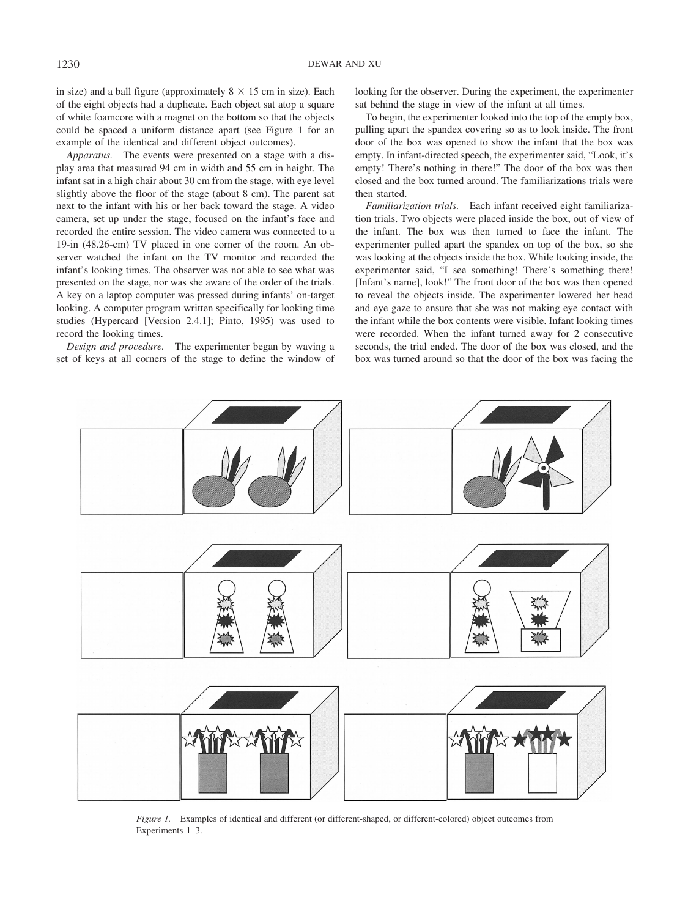in size) and a ball figure (approximately $8 \times 15$ cm in size). Each of the eight objects had a duplicate. Each object sat atop a square of white foamcore with a magnet on the bottom so that the objects could be spaced a uniform distance apart (see Figure 1 for an example of the identical and different object outcomes).

*Apparatus.* The events were presented on a stage with a display area that measured 94 cm in width and 55 cm in height. The infant sat in a high chair about 30 cm from the stage, with eye level slightly above the floor of the stage (about 8 cm). The parent sat next to the infant with his or her back toward the stage. A video camera, set up under the stage, focused on the infant's face and recorded the entire session. The video camera was connected to a 19-in (48.26-cm) TV placed in one corner of the room. An observer watched the infant on the TV monitor and recorded the infant's looking times. The observer was not able to see what was presented on the stage, nor was she aware of the order of the trials. A key on a laptop computer was pressed during infants' on-target looking. A computer program written specifically for looking time studies (Hypercard [Version 2.4.1]; Pinto, 1995) was used to record the looking times.

*Design and procedure.* The experimenter began by waving a set of keys at all corners of the stage to define the window of looking for the observer. During the experiment, the experimenter sat behind the stage in view of the infant at all times.

To begin, the experimenter looked into the top of the empty box, pulling apart the spandex covering so as to look inside. The front door of the box was opened to show the infant that the box was empty. In infant-directed speech, the experimenter said, "Look, it's empty! There's nothing in there!" The door of the box was then closed and the box turned around. The familiarizations trials were then started.

*Familiarization trials.* Each infant received eight familiarization trials. Two objects were placed inside the box, out of view of the infant. The box was then turned to face the infant. The experimenter pulled apart the spandex on top of the box, so she was looking at the objects inside the box. While looking inside, the experimenter said, "I see something! There's something there! [Infant's name], look!" The front door of the box was then opened to reveal the objects inside. The experimenter lowered her head and eye gaze to ensure that she was not making eye contact with the infant while the box contents were visible. Infant looking times were recorded. When the infant turned away for 2 consecutive seconds, the trial ended. The door of the box was closed, and the box was turned around so that the door of the box was facing the

*Figure 1.* Examples of identical and different (or different-shaped, or different-colored) object outcomes from Experiments 1–3.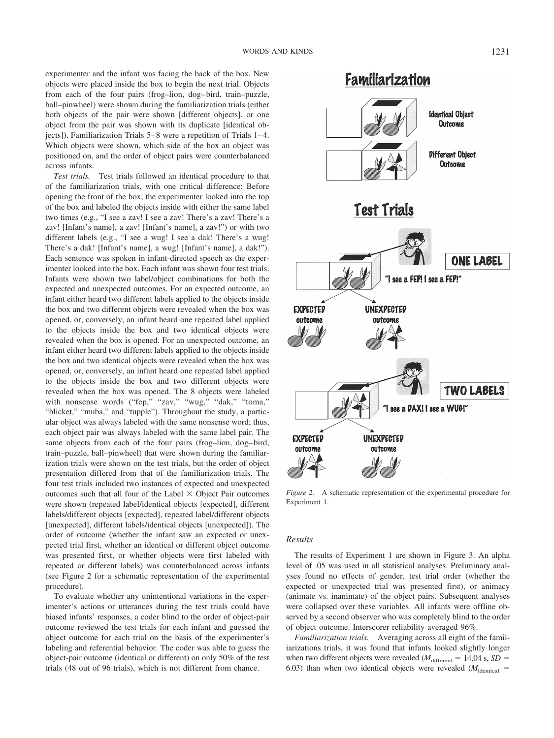experimenter and the infant was facing the back of the box. New objects were placed inside the box to begin the next trial. Objects from each of the four pairs (frog–lion, dog–bird, train–puzzle, ball–pinwheel) were shown during the familiarization trials (either both objects of the pair were shown [different objects], or one object from the pair was shown with its duplicate [identical objects]). Familiarization Trials 5–8 were a repetition of Trials 1–4. Which objects were shown, which side of the box an object was positioned on, and the order of object pairs were counterbalanced across infants.

*Test trials.* Test trials followed an identical procedure to that of the familiarization trials, with one critical difference: Before opening the front of the box, the experimenter looked into the top of the box and labeled the objects inside with either the same label two times (e.g., "I see a zav! I see a zav! There's a zav! There's a zav! [Infant's name], a zav! [Infant's name], a zav!") or with two different labels (e.g., "I see a wug! I see a dak! There's a wug! There's a dak! [Infant's name], a wug! [Infant's name], a dak!"). Each sentence was spoken in infant-directed speech as the experimenter looked into the box. Each infant was shown four test trials. Infants were shown two label/object combinations for both the expected and unexpected outcomes. For an expected outcome, an infant either heard two different labels applied to the objects inside the box and two different objects were revealed when the box was opened, or, conversely, an infant heard one repeated label applied to the objects inside the box and two identical objects were revealed when the box is opened. For an unexpected outcome, an infant either heard two different labels applied to the objects inside the box and two identical objects were revealed when the box was opened, or, conversely, an infant heard one repeated label applied to the objects inside the box and two different objects were revealed when the box was opened. The 8 objects were labeled with nonsense words ("fep," "zav," "wug," "dak," "toma," "blicket," "muba," and "tupple"). Throughout the study, a particular object was always labeled with the same nonsense word; thus, each object pair was always labeled with the same label pair. The same objects from each of the four pairs (frog–lion, dog–bird, train–puzzle, ball–pinwheel) that were shown during the familiarization trials were shown on the test trials, but the order of object presentation differed from that of the familiarization trials. The four test trials included two instances of expected and unexpected outcomes such that all four of the Label × Object Pair outcomes were shown (repeated label/identical objects [expected], different labels/different objects [expected], repeated label/different objects [unexpected], different labels/identical objects [unexpected]). The order of outcome (whether the infant saw an expected or unexpected trial first, whether an identical or different object outcome was presented first, or whether objects were first labeled with repeated or different labels) was counterbalanced across infants (see Figure 2 for a schematic representation of the experimental procedure).

To evaluate whether any unintentional variations in the experimenter's actions or utterances during the test trials could have biased infants' responses, a coder blind to the order of object-pair outcome reviewed the test trials for each infant and guessed the object outcome for each trial on the basis of the experimenter's labeling and referential behavior. The coder was able to guess the object-pair outcome (identical or different) on only 50% of the test trials (48 out of 96 trials), which is not different from chance.

*Figure 2.* A schematic representation of the experimental procedure for Experiment 1.

## Results

The results of Experiment 1 are shown in Figure 3. An alpha level of .05 was used in all statistical analyses. Preliminary analyses found no effects of gender, test trial order (whether the expected or unexpected trial was presented first), or animacy (animate vs. inanimate) of the object pairs. Subsequent analyses were collapsed over these variables. All infants were offline observed by a second observer who was completely blind to the order of object outcome. Interscorer reliability averaged 96%.

*Familiarization trials.* Averaging across all eight of the familiarizations trials, it was found that infants looked slightly longer when two different objects were revealed ($M_{\text{different}}$ = 14.04 s, $SD$ = 6.03) than when two identical objects were revealed ($M_{\text{identical}}$ =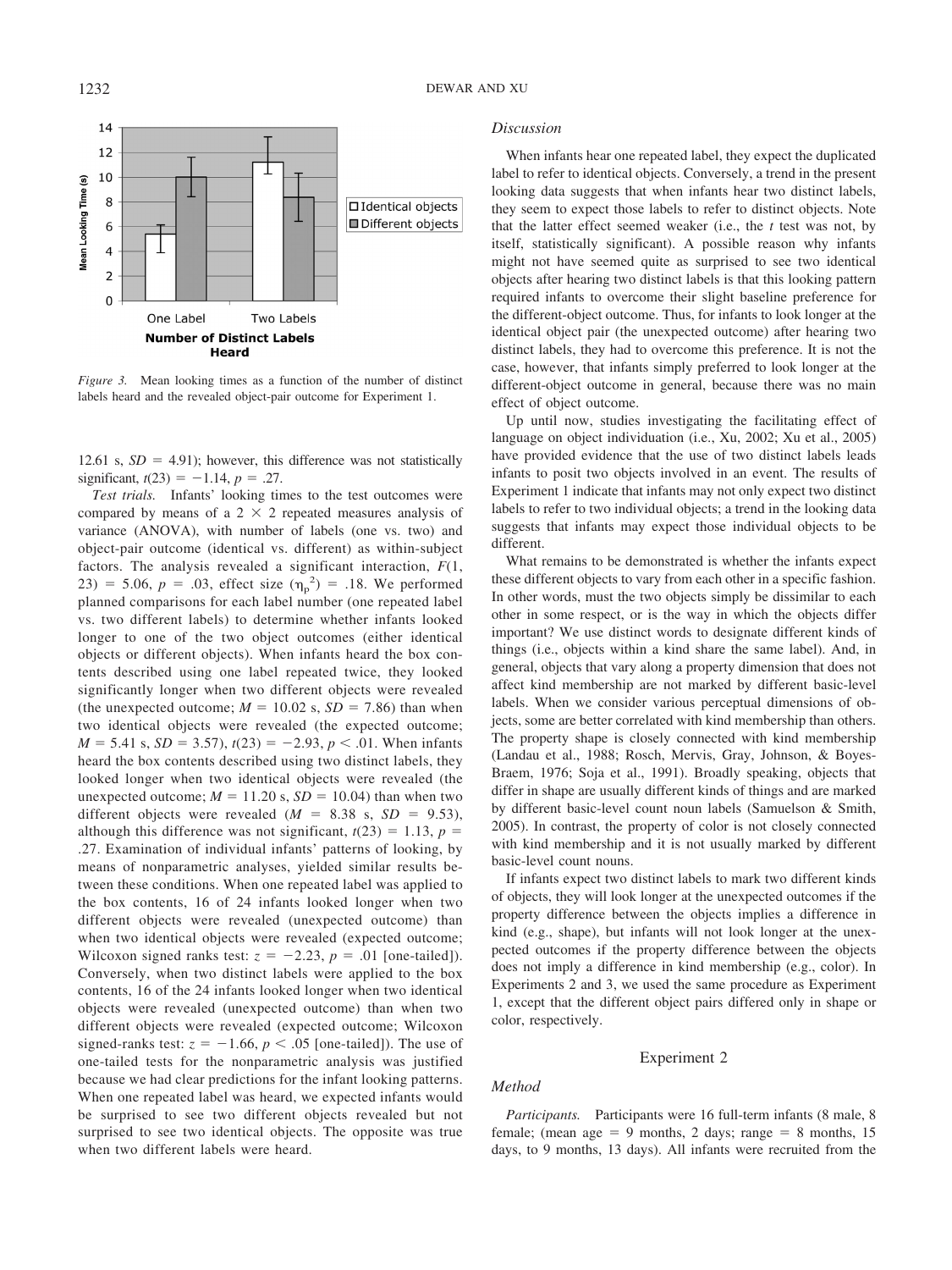*Figure 3.* Mean looking times as a function of the number of distinct labels heard and the revealed object-pair outcome for Experiment 1.

12.61 s, $SD = 4.91$); however, this difference was not statistically significant, $t(23) = -1.14$, $p = .27$.

*Test trials.* Infants' looking times to the test outcomes were compared by means of a $2 \times 2$ repeated measures analysis of variance (ANOVA), with number of labels (one vs. two) and object-pair outcome (identical vs. different) as within-subject factors. The analysis revealed a significant interaction, $F(1, 23) = 5.06$, $p = .03$, effect size ($\eta_p^2$) $= .18$. We performed planned comparisons for each label number (one repeated label vs. two different labels) to determine whether infants looked longer to one of the two object outcomes (either identical objects or different objects). When infants heard the box contents described using one label repeated twice, they looked significantly longer when two different objects were revealed (the unexpected outcome; $M = 10.02$ s, $SD = 7.86$) than when two identical objects were revealed (the expected outcome; $M = 5.41$ s, $SD = 3.57$), $t(23) = -2.93$, $p < .01$. When infants heard the box contents described using two distinct labels, they looked longer when two identical objects were revealed (the unexpected outcome; $M = 11.20$ s, $SD = 10.04$) than when two different objects were revealed ($M = 8.38$ s, $SD = 9.53$), although this difference was not significant, $t(23) = 1.13$, $p = .27$. Examination of individual infants' patterns of looking, by means of nonparametric analyses, yielded similar results between these conditions. When one repeated label was applied to the box contents, 16 of 24 infants looked longer when two different objects were revealed (unexpected outcome) than when two identical objects were revealed (expected outcome; Wilcoxon signed ranks test: $z = -2.23$, $p = .01$ [one-tailed]). Conversely, when two distinct labels were applied to the box contents, 16 of the 24 infants looked longer when two identical objects were revealed (unexpected outcome) than when two different objects were revealed (expected outcome; Wilcoxon signed-ranks test: $z = -1.66$, $p < .05$ [one-tailed]). The use of one-tailed tests for the nonparametric analysis was justified because we had clear predictions for the infant looking patterns. When one repeated label was heard, we expected infants would be surprised to see two different objects revealed but not surprised to see two identical objects. The opposite was true when two different labels were heard.

## Discussion

When infants hear one repeated label, they expect the duplicated label to refer to identical objects. Conversely, a trend in the present looking data suggests that when infants hear two distinct labels, they seem to expect those labels to refer to distinct objects. Note that the latter effect seemed weaker (i.e., the *t* test was not, by itself, statistically significant). A possible reason why infants might not have seemed quite as surprised to see two identical objects after hearing two distinct labels is that this looking pattern required infants to overcome their slight baseline preference for the different-object outcome. Thus, for infants to look longer at the identical object pair (the unexpected outcome) after hearing two distinct labels, they had to overcome this preference. It is not the case, however, that infants simply preferred to look longer at the different-object outcome in general, because there was no main effect of object outcome.

Up until now, studies investigating the facilitating effect of language on object individuation (i.e., Xu, 2002; Xu et al., 2005) have provided evidence that the use of two distinct labels leads infants to posit two objects involved in an event. The results of Experiment 1 indicate that infants may not only expect two distinct labels to refer to two individual objects; a trend in the looking data suggests that infants may expect those individual objects to be different.

What remains to be demonstrated is whether the infants expect these different objects to vary from each other in a specific fashion. In other words, must the two objects simply be dissimilar to each other in some respect, or is the way in which the objects differ important? We use distinct words to designate different kinds of things (i.e., objects within a kind share the same label). And, in general, objects that vary along a property dimension that does not affect kind membership are not marked by different basic-level labels. When we consider various perceptual dimensions of objects, some are better correlated with kind membership than others. The property shape is closely connected with kind membership (Landau et al., 1988; Rosch, Mervis, Gray, Johnson, & Boyes-Braem, 1976; Soja et al., 1991). Broadly speaking, objects that differ in shape are usually different kinds of things and are marked by different basic-level count noun labels (Samuelson & Smith, 2005). In contrast, the property of color is not closely connected with kind membership and it is not usually marked by different basic-level count nouns.

If infants expect two distinct labels to mark two different kinds of objects, they will look longer at the unexpected outcomes if the property difference between the objects implies a difference in kind (e.g., shape), but infants will not look longer at the unexpected outcomes if the property difference between the objects does not imply a difference in kind membership (e.g., color). In Experiments 2 and 3, we used the same procedure as Experiment 1, except that the different object pairs differed only in shape or color, respectively.

# Experiment 2

## Method

*Participants.* Participants were 16 full-term infants (8 male, 8 female; (mean age = 9 months, 2 days; range = 8 months, 15 days, to 9 months, 13 days). All infants were recruited from the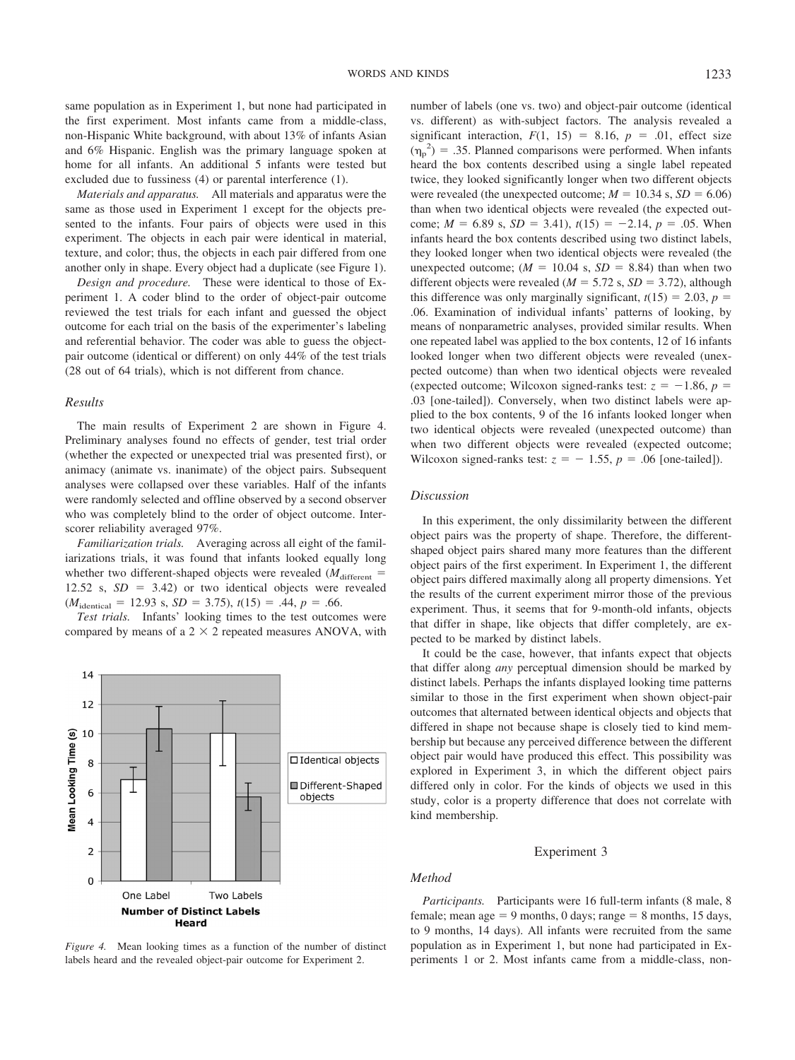same population as in Experiment 1, but none had participated in the first experiment. Most infants came from a middle-class, non-Hispanic White background, with about 13% of infants Asian and 6% Hispanic. English was the primary language spoken at home for all infants. An additional 5 infants were tested but excluded due to fussiness (4) or parental interference (1).

*Materials and apparatus.* All materials and apparatus were the same as those used in Experiment 1 except for the objects presented to the infants. Four pairs of objects were used in this experiment. The objects in each pair were identical in material, texture, and color; thus, the objects in each pair differed from one another only in shape. Every object had a duplicate (see Figure 1).

*Design and procedure.* These were identical to those of Experiment 1. A coder blind to the order of object-pair outcome reviewed the test trials for each infant and guessed the object outcome for each trial on the basis of the experimenter's labeling and referential behavior. The coder was able to guess the object-pair outcome (identical or different) on only 44% of the test trials (28 out of 64 trials), which is not different from chance.

### Results

The main results of Experiment 2 are shown in Figure 4. Preliminary analyses found no effects of gender, test trial order (whether the expected or unexpected trial was presented first), or animacy (animate vs. inanimate) of the object pairs. Subsequent analyses were collapsed over these variables. Half of the infants were randomly selected and offline observed by a second observer who was completely blind to the order of object outcome. Interscorer reliability averaged 97%.

*Familiarization trials.* Averaging across all eight of the familiarizations trials, it was found that infants looked equally long whether two different-shaped objects were revealed ($M_{\text{different}}$ = 12.52 s, $SD$ = 3.42) or two identical objects were revealed ($M_{\text{identical}}$ = 12.93 s, $SD$ = 3.75), $t(15)$ = .44, $p$ = .66.

*Test trials.* Infants' looking times to the test outcomes were compared by means of a 2 × 2 repeated measures ANOVA, with number of labels (one vs. two) and object-pair outcome (identical vs. different) as with-subject factors. The analysis revealed a significant interaction, $F(1, 15)$ = 8.16, $p$ = .01, effect size ($\eta_p^2$) = .35. Planned comparisons were performed. When infants heard the box contents described using a single label repeated twice, they looked significantly longer when two different objects were revealed (the unexpected outcome; $M$ = 10.34 s, $SD$ = 6.06) than when two identical objects were revealed (the expected outcome; $M$ = 6.89 s, $SD$ = 3.41), $t(15)$ = −2.14, $p$ = .05. When infants heard the box contents described using two distinct labels, they looked longer when two identical objects were revealed (the unexpected outcome; ($M$ = 10.04 s, $SD$ = 8.84) than when two different objects were revealed ($M$ = 5.72 s, $SD$ = 3.72), although this difference was only marginally significant, $t(15)$ = 2.03, $p$ = .06. Examination of individual infants' patterns of looking, by means of nonparametric analyses, provided similar results. When one repeated label was applied to the box contents, 12 of 16 infants looked longer when two different objects were revealed (unexpected outcome) than when two identical objects were revealed (expected outcome; Wilcoxon signed-ranks test: $z$ = −1.86, $p$ = .03 [one-tailed]). Conversely, when two distinct labels were applied to the box contents, 9 of the 16 infants looked longer when two identical objects were revealed (unexpected outcome) than when two different objects were revealed (expected outcome; Wilcoxon signed-ranks test: $z$ = − 1.55, $p$ = .06 [one-tailed]).

*Figure 4.* Mean looking times as a function of the number of distinct labels heard and the revealed object-pair outcome for Experiment 2.

### Discussion

In this experiment, the only dissimilarity between the different object pairs was the property of shape. Therefore, the different-shaped object pairs shared many more features than the different object pairs of the first experiment. In Experiment 1, the different object pairs differed maximally along all property dimensions. Yet the results of the current experiment mirror those of the previous experiment. Thus, it seems that for 9-month-old infants, objects that differ in shape, like objects that differ completely, are expected to be marked by distinct labels.

It could be the case, however, that infants expect that objects that differ along *any* perceptual dimension should be marked by distinct labels. Perhaps the infants displayed looking time patterns similar to those in the first experiment when shown object-pair outcomes that alternated between identical objects and objects that differed in shape not because shape is closely tied to kind membership but because any perceived difference between the different object pair would have produced this effect. This possibility was explored in Experiment 3, in which the different object pairs differed only in color. For the kinds of objects we used in this study, color is a property difference that does not correlate with kind membership.

## Experiment 3

### Method

*Participants.* Participants were 16 full-term infants (8 male, 8 female; mean age = 9 months, 0 days; range = 8 months, 15 days, to 9 months, 14 days). All infants were recruited from the same population as in Experiment 1, but none had participated in Experiments 1 or 2. Most infants came from a middle-class, non-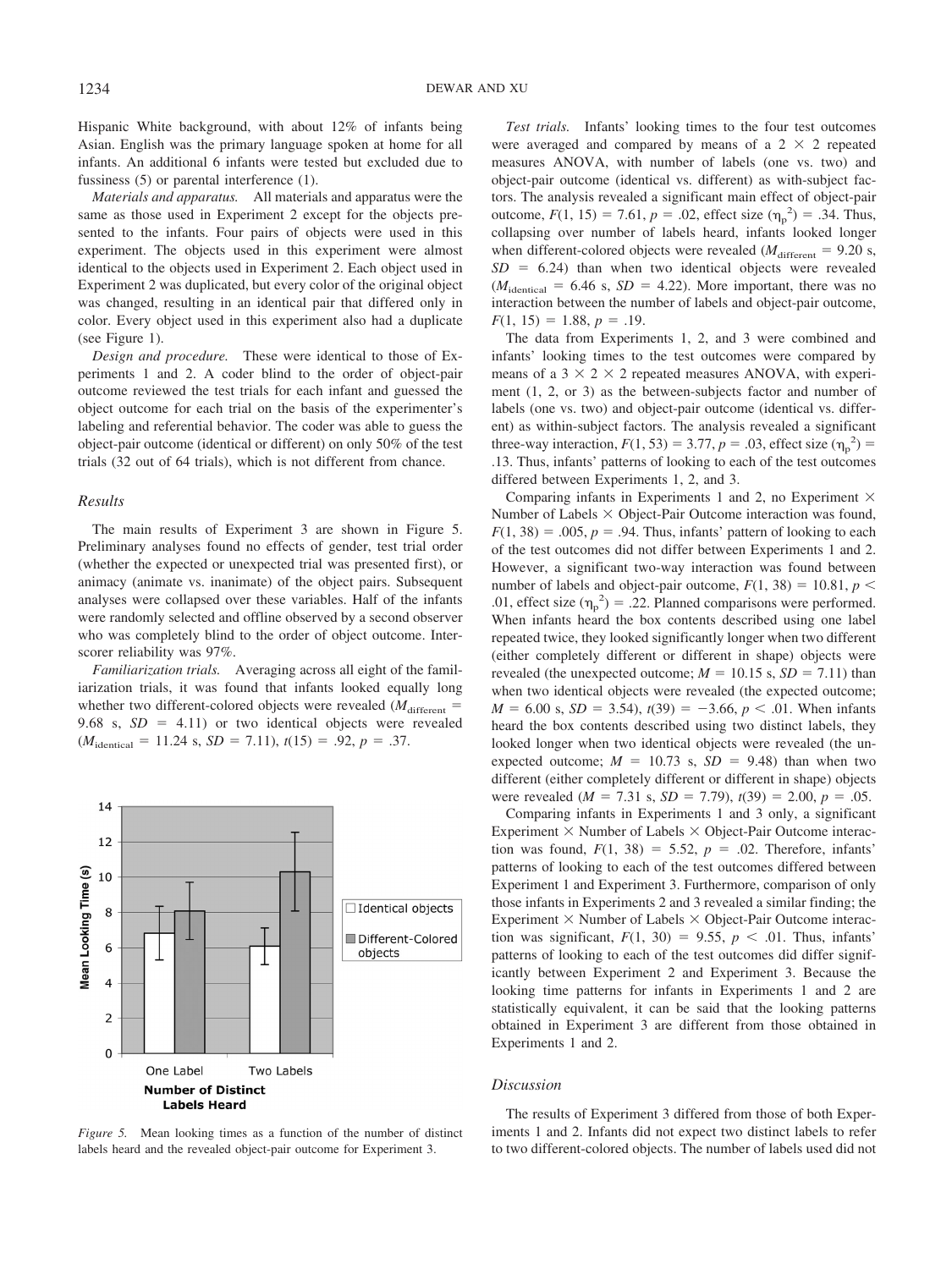Hispanic White background, with about 12% of infants being Asian. English was the primary language spoken at home for all infants. An additional 6 infants were tested but excluded due to fussiness (5) or parental interference (1).

*Materials and apparatus.* All materials and apparatus were the same as those used in Experiment 2 except for the objects presented to the infants. Four pairs of objects were used in this experiment. The objects used in this experiment were almost identical to the objects used in Experiment 2. Each object used in Experiment 2 was duplicated, but every color of the original object was changed, resulting in an identical pair that differed only in color. Every object used in this experiment also had a duplicate (see Figure 1).

*Design and procedure.* These were identical to those of Experiments 1 and 2. A coder blind to the order of object-pair outcome reviewed the test trials for each infant and guessed the object outcome for each trial on the basis of the experimenter's labeling and referential behavior. The coder was able to guess the object-pair outcome (identical or different) on only 50% of the test trials (32 out of 64 trials), which is not different from chance.

### Results

The main results of Experiment 3 are shown in Figure 5. Preliminary analyses found no effects of gender, test trial order (whether the expected or unexpected trial was presented first), or animacy (animate vs. inanimate) of the object pairs. Subsequent analyses were collapsed over these variables. Half of the infants were randomly selected and offline observed by a second observer who was completely blind to the order of object outcome. Interscorer reliability was 97%.

*Familiarization trials.* Averaging across all eight of the familiarization trials, it was found that infants looked equally long whether two different-colored objects were revealed ($M_{\text{different}}$ = 9.68 s, $SD$ = 4.11) or two identical objects were revealed ($M_{\text{identical}}$ = 11.24 s, $SD$ = 7.11), $t(15)$ = .92, $p$ = .37.

*Figure 5.* Mean looking times as a function of the number of distinct labels heard and the revealed object-pair outcome for Experiment 3.

*Test trials.* Infants' looking times to the four test outcomes were averaged and compared by means of a 2 × 2 repeated measures ANOVA, with number of labels (one vs. two) and object-pair outcome (identical vs. different) as with-subject factors. The analysis revealed a significant main effect of object-pair outcome, $F(1, 15)$ = 7.61, $p$ = .02, effect size ($\eta_p^2$) = .34. Thus, collapsing over number of labels heard, infants looked longer when different-colored objects were revealed ($M_{\text{different}}$ = 9.20 s, $SD$ = 6.24) than when two identical objects were revealed ($M_{\text{identical}}$ = 6.46 s, $SD$ = 4.22). More important, there was no interaction between the number of labels and object-pair outcome, $F(1, 15)$ = 1.88, $p$ = .19.

The data from Experiments 1, 2, and 3 were combined and infants' looking times to the test outcomes were compared by means of a 3 × 2 × 2 repeated measures ANOVA, with experiment (1, 2, or 3) as the between-subjects factor and number of labels (one vs. two) and object-pair outcome (identical vs. different) as within-subject factors. The analysis revealed a significant three-way interaction, $F(1, 53)$ = 3.77, $p$ = .03, effect size ($\eta_p^2$) = .13. Thus, infants' patterns of looking to each of the test outcomes differed between Experiments 1, 2, and 3.

Comparing infants in Experiments 1 and 2, no Experiment × Number of Labels × Object-Pair Outcome interaction was found, $F(1, 38)$ = .005, $p$ = .94. Thus, infants' pattern of looking to each of the test outcomes did not differ between Experiments 1 and 2. However, a significant two-way interaction was found between number of labels and object-pair outcome, $F(1, 38)$ = 10.81, $p$ < .01, effect size ($\eta_p^2$) = .22. Planned comparisons were performed. When infants heard the box contents described using one label repeated twice, they looked significantly longer when two different (either completely different or different in shape) objects were revealed (the unexpected outcome; $M$ = 10.15 s, $SD$ = 7.11) than when two identical objects were revealed (the expected outcome; $M$ = 6.00 s, $SD$ = 3.54), $t(39)$ = −3.66, $p$ < .01. When infants heard the box contents described using two distinct labels, they looked longer when two identical objects were revealed (the unexpected outcome; $M$ = 10.73 s, $SD$ = 9.48) than when two different (either completely different or different in shape) objects were revealed ($M$ = 7.31 s, $SD$ = 7.79), $t(39)$ = 2.00, $p$ = .05.

Comparing infants in Experiments 1 and 3 only, a significant Experiment × Number of Labels × Object-Pair Outcome interaction was found, $F(1, 38)$ = 5.52, $p$ = .02. Therefore, infants' patterns of looking to each of the test outcomes differed between Experiment 1 and Experiment 3. Furthermore, comparison of only those infants in Experiments 2 and 3 revealed a similar finding; the Experiment × Number of Labels × Object-Pair Outcome interaction was significant, $F(1, 30)$ = 9.55, $p$ < .01. Thus, infants' patterns of looking to each of the test outcomes did differ significantly between Experiment 2 and Experiment 3. Because the looking time patterns for infants in Experiments 1 and 2 are statistically equivalent, it can be said that the looking patterns obtained in Experiment 3 are different from those obtained in Experiments 1 and 2.

### Discussion

The results of Experiment 3 differed from those of both Experiments 1 and 2. Infants did not expect two distinct labels to refer to two different-colored objects. The number of labels used did not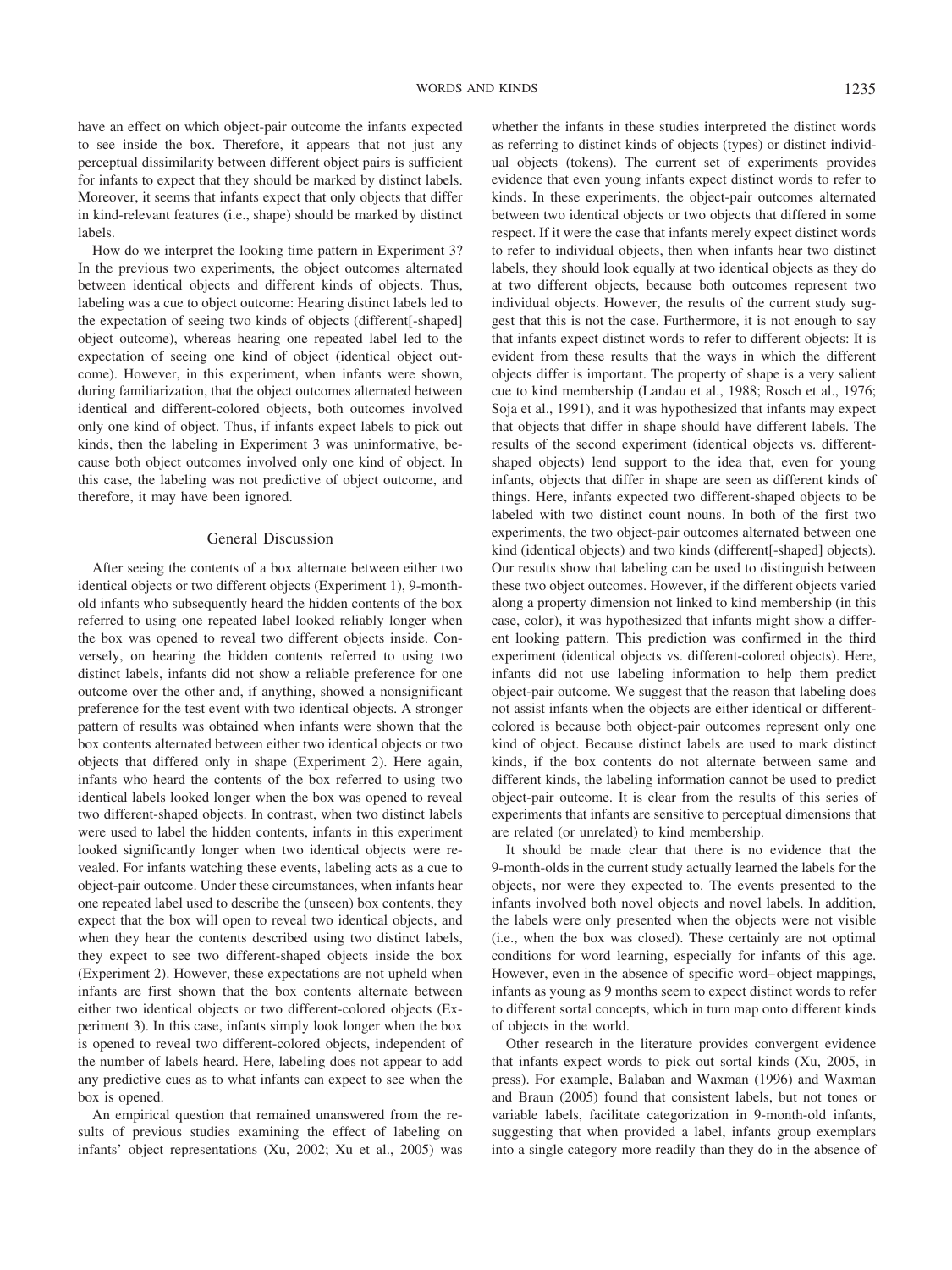have an effect on which object-pair outcome the infants expected to see inside the box. Therefore, it appears that not just any perceptual dissimilarity between different object pairs is sufficient for infants to expect that they should be marked by distinct labels. Moreover, it seems that infants expect that only objects that differ in kind-relevant features (i.e., shape) should be marked by distinct labels.

How do we interpret the looking time pattern in Experiment 3? In the previous two experiments, the object outcomes alternated between identical objects and different kinds of objects. Thus, labeling was a cue to object outcome: Hearing distinct labels led to the expectation of seeing two kinds of objects (different[-shaped] object outcome), whereas hearing one repeated label led to the expectation of seeing one kind of object (identical object outcome). However, in this experiment, when infants were shown, during familiarization, that the object outcomes alternated between identical and different-colored objects, both outcomes involved only one kind of object. Thus, if infants expect labels to pick out kinds, then the labeling in Experiment 3 was uninformative, because both object outcomes involved only one kind of object. In this case, the labeling was not predictive of object outcome, and therefore, it may have been ignored.

## General Discussion

After seeing the contents of a box alternate between either two identical objects or two different objects (Experiment 1), 9-month-old infants who subsequently heard the hidden contents of the box referred to using one repeated label looked reliably longer when the box was opened to reveal two different objects inside. Conversely, on hearing the hidden contents referred to using two distinct labels, infants did not show a reliable preference for one outcome over the other and, if anything, showed a nonsignificant preference for the test event with two identical objects. A stronger pattern of results was obtained when infants were shown that the box contents alternated between either two identical objects or two objects that differed only in shape (Experiment 2). Here again, infants who heard the contents of the box referred to using two identical labels looked longer when the box was opened to reveal two different-shaped objects. In contrast, when two distinct labels were used to label the hidden contents, infants in this experiment looked significantly longer when two identical objects were revealed. For infants watching these events, labeling acts as a cue to object-pair outcome. Under these circumstances, when infants hear one repeated label used to describe the (unseen) box contents, they expect that the box will open to reveal two identical objects, and when they hear the contents described using two distinct labels, they expect to see two different-shaped objects inside the box (Experiment 2). However, these expectations are not upheld when infants are first shown that the box contents alternate between either two identical objects or two different-colored objects (Experiment 3). In this case, infants simply look longer when the box is opened to reveal two different-colored objects, independent of the number of labels heard. Here, labeling does not appear to add any predictive cues as to what infants can expect to see when the box is opened.

An empirical question that remained unanswered from the results of previous studies examining the effect of labeling on infants' object representations (Xu, 2002; Xu et al., 2005) was whether the infants in these studies interpreted the distinct words as referring to distinct kinds of objects (types) or distinct individual objects (tokens). The current set of experiments provides evidence that even young infants expect distinct words to refer to kinds. In these experiments, the object-pair outcomes alternated between two identical objects or two objects that differed in some respect. If it were the case that infants merely expect distinct words to refer to individual objects, then when infants hear two distinct labels, they should look equally at two identical objects as they do at two different objects, because both outcomes represent two individual objects. However, the results of the current study suggest that this is not the case. Furthermore, it is not enough to say that infants expect distinct words to refer to different objects: It is evident from these results that the ways in which the different objects differ is important. The property of shape is a very salient cue to kind membership (Landau et al., 1988; Rosch et al., 1976; Soja et al., 1991), and it was hypothesized that infants may expect that objects that differ in shape should have different labels. The results of the second experiment (identical objects vs. different-shaped objects) lend support to the idea that, even for young infants, objects that differ in shape are seen as different kinds of things. Here, infants expected two different-shaped objects to be labeled with two distinct count nouns. In both of the first two experiments, the two object-pair outcomes alternated between one kind (identical objects) and two kinds (different[-shaped] objects). Our results show that labeling can be used to distinguish between these two object outcomes. However, if the different objects varied along a property dimension not linked to kind membership (in this case, color), it was hypothesized that infants might show a different looking pattern. This prediction was confirmed in the third experiment (identical objects vs. different-colored objects). Here, infants did not use labeling information to help them predict object-pair outcome. We suggest that the reason that labeling does not assist infants when the objects are either identical or different-colored is because both object-pair outcomes represent only one kind of object. Because distinct labels are used to mark distinct kinds, if the box contents do not alternate between same and different kinds, the labeling information cannot be used to predict object-pair outcome. It is clear from the results of this series of experiments that infants are sensitive to perceptual dimensions that are related (or unrelated) to kind membership.

It should be made clear that there is no evidence that the 9-month-olds in the current study actually learned the labels for the objects, nor were they expected to. The events presented to the infants involved both novel objects and novel labels. In addition, the labels were only presented when the objects were not visible (i.e., when the box was closed). These certainly are not optimal conditions for word learning, especially for infants of this age. However, even in the absence of specific word–object mappings, infants as young as 9 months seem to expect distinct words to refer to different sortal concepts, which in turn map onto different kinds of objects in the world.

Other research in the literature provides convergent evidence that infants expect words to pick out sortal kinds (Xu, 2005, in press). For example, Balaban and Waxman (1996) and Waxman and Braun (2005) found that consistent labels, but not tones or variable labels, facilitate categorization in 9-month-old infants, suggesting that when provided a label, infants group exemplars into a single category more readily than they do in the absence of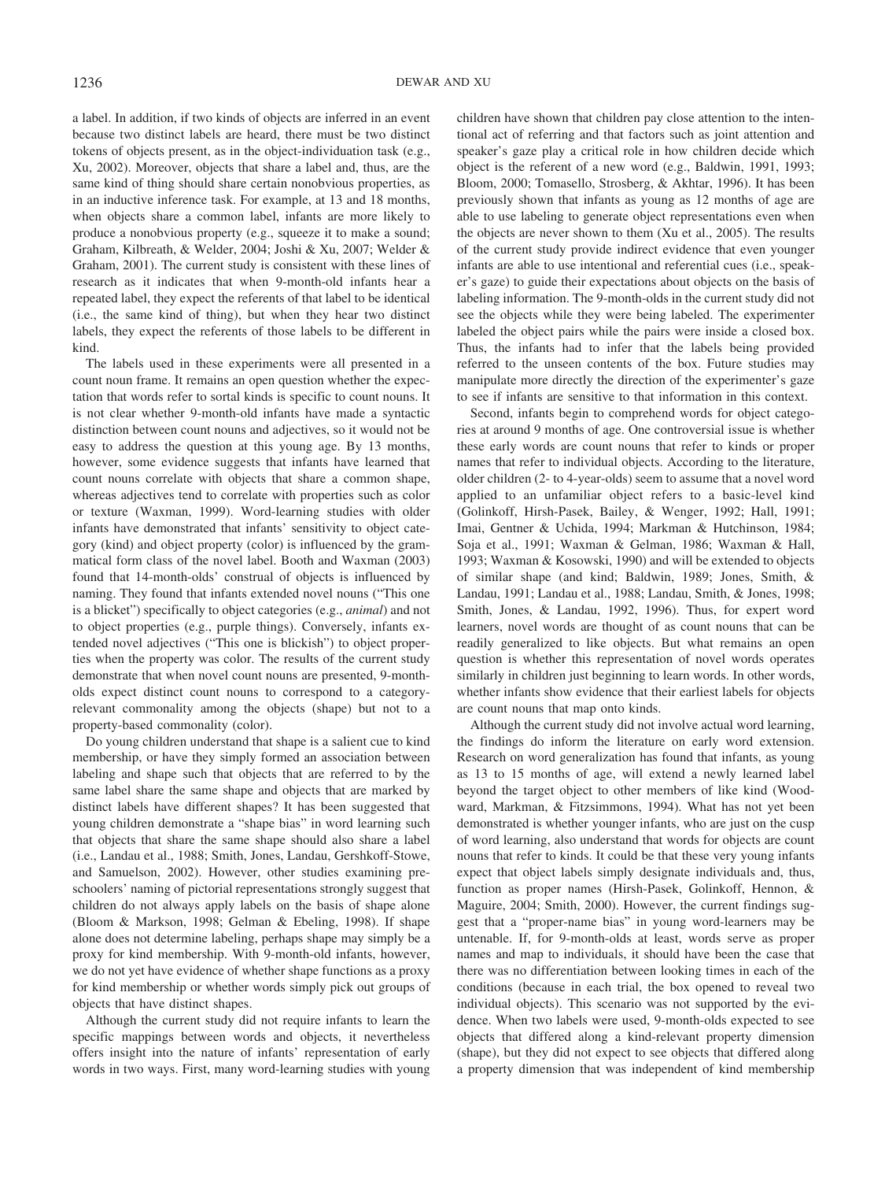a label. In addition, if two kinds of objects are inferred in an event because two distinct labels are heard, there must be two distinct tokens of objects present, as in the object-individuation task (e.g., Xu, 2002). Moreover, objects that share a label and, thus, are the same kind of thing should share certain nonobvious properties, as in an inductive inference task. For example, at 13 and 18 months, when objects share a common label, infants are more likely to produce a nonobvious property (e.g., squeeze it to make a sound; Graham, Kilbreath, & Welder, 2004; Joshi & Xu, 2007; Welder & Graham, 2001). The current study is consistent with these lines of research as it indicates that when 9-month-old infants hear a repeated label, they expect the referents of that label to be identical (i.e., the same kind of thing), but when they hear two distinct labels, they expect the referents of those labels to be different in kind.

The labels used in these experiments were all presented in a count noun frame. It remains an open question whether the expectation that words refer to sortal kinds is specific to count nouns. It is not clear whether 9-month-old infants have made a syntactic distinction between count nouns and adjectives, so it would not be easy to address the question at this young age. By 13 months, however, some evidence suggests that infants have learned that count nouns correlate with objects that share a common shape, whereas adjectives tend to correlate with properties such as color or texture (Waxman, 1999). Word-learning studies with older infants have demonstrated that infants' sensitivity to object category (kind) and object property (color) is influenced by the grammatical form class of the novel label. Booth and Waxman (2003) found that 14-month-olds' construal of objects is influenced by naming. They found that infants extended novel nouns ("This one is a blicket") specifically to object categories (e.g., *animal*) and not to object properties (e.g., purple things). Conversely, infants extended novel adjectives ("This one is blickish") to object properties when the property was color. The results of the current study demonstrate that when novel count nouns are presented, 9-month-olds expect distinct count nouns to correspond to a category-relevant commonality among the objects (shape) but not to a property-based commonality (color).

Do young children understand that shape is a salient cue to kind membership, or have they simply formed an association between labeling and shape such that objects that are referred to by the same label share the same shape and objects that are marked by distinct labels have different shapes? It has been suggested that young children demonstrate a "shape bias" in word learning such that objects that share the same shape should also share a label (i.e., Landau et al., 1988; Smith, Jones, Landau, Gershkoff-Stowe, and Samuelson, 2002). However, other studies examining preschoolers' naming of pictorial representations strongly suggest that children do not always apply labels on the basis of shape alone (Bloom & Markson, 1998; Gelman & Ebeling, 1998). If shape alone does not determine labeling, perhaps shape may simply be a proxy for kind membership. With 9-month-old infants, however, we do not yet have evidence of whether shape functions as a proxy for kind membership or whether words simply pick out groups of objects that have distinct shapes.

Although the current study did not require infants to learn the specific mappings between words and objects, it nevertheless offers insight into the nature of infants' representation of early words in two ways. First, many word-learning studies with young children have shown that children pay close attention to the intentional act of referring and that factors such as joint attention and speaker's gaze play a critical role in how children decide which object is the referent of a new word (e.g., Baldwin, 1991, 1993; Bloom, 2000; Tomasello, Strosberg, & Akhtar, 1996). It has been previously shown that infants as young as 12 months of age are able to use labeling to generate object representations even when the objects are never shown to them (Xu et al., 2005). The results of the current study provide indirect evidence that even younger infants are able to use intentional and referential cues (i.e., speaker's gaze) to guide their expectations about objects on the basis of labeling information. The 9-month-olds in the current study did not see the objects while they were being labeled. The experimenter labeled the object pairs while the pairs were inside a closed box. Thus, the infants had to infer that the labels being provided referred to the unseen contents of the box. Future studies may manipulate more directly the direction of the experimenter's gaze to see if infants are sensitive to that information in this context.

Second, infants begin to comprehend words for object categories at around 9 months of age. One controversial issue is whether these early words are count nouns that refer to kinds or proper names that refer to individual objects. According to the literature, older children (2- to 4-year-olds) seem to assume that a novel word applied to an unfamiliar object refers to a basic-level kind (Golinkoff, Hirsh-Pasek, Bailey, & Wenger, 1992; Hall, 1991; Imai, Gentner & Uchida, 1994; Markman & Hutchinson, 1984; Soja et al., 1991; Waxman & Gelman, 1986; Waxman & Hall, 1993; Waxman & Kosowski, 1990) and will be extended to objects of similar shape (and kind; Baldwin, 1989; Jones, Smith, & Landau, 1991; Landau et al., 1988; Landau, Smith, & Jones, 1998; Smith, Jones, & Landau, 1992, 1996). Thus, for expert word learners, novel words are thought of as count nouns that can be readily generalized to like objects. But what remains an open question is whether this representation of novel words operates similarly in children just beginning to learn words. In other words, whether infants show evidence that their earliest labels for objects are count nouns that map onto kinds.

Although the current study did not involve actual word learning, the findings do inform the literature on early word extension. Research on word generalization has found that infants, as young as 13 to 15 months of age, will extend a newly learned label beyond the target object to other members of like kind (Woodward, Markman, & Fitzsimmons, 1994). What has not yet been demonstrated is whether younger infants, who are just on the cusp of word learning, also understand that words for objects are count nouns that refer to kinds. It could be that these very young infants expect that object labels simply designate individuals and, thus, function as proper names (Hirsh-Pasek, Golinkoff, Hennon, & Maguire, 2004; Smith, 2000). However, the current findings suggest that a "proper-name bias" in young word-learners may be untenable. If, for 9-month-olds at least, words serve as proper names and map to individuals, it should have been the case that there was no differentiation between looking times in each of the conditions (because in each trial, the box opened to reveal two individual objects). This scenario was not supported by the evidence. When two labels were used, 9-month-olds expected to see objects that differed along a kind-relevant property dimension (shape), but they did not expect to see objects that differed along a property dimension that was independent of kind membership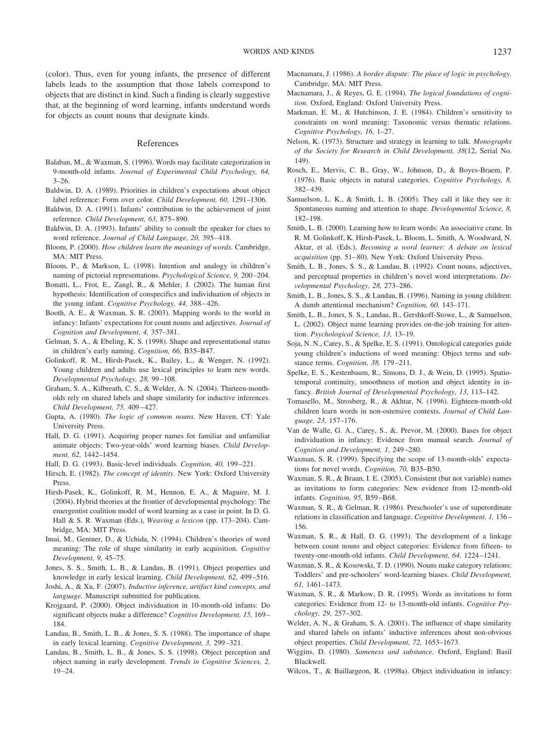(color). Thus, even for young infants, the presence of different labels leads to the assumption that those labels correspond to objects that are distinct in kind. Such a finding is clearly suggestive that, at the beginning of word learning, infants understand words for objects as count nouns that designate kinds.

## References

Balaban, M., & Waxman, S. (1996). Words may facilitate categorization in 9-month-old infants. *Journal of Experimental Child Psychology, 64,* 3–26.

Baldwin, D. A. (1989). Priorities in children's expectations about object label reference: Form over color. *Child Development, 60,* 1291–1306.

Baldwin, D. A. (1991). Infants' contribution to the achievement of joint reference. *Child Development, 63,* 875–890.

Baldwin, D. A. (1993). Infants' ability to consult the speaker for clues to word reference. *Journal of Child Language, 20,* 395–418.

Bloom, P. (2000). *How children learn the meanings of words.* Cambridge, MA: MIT Press.

Bloom, P., & Markson, L. (1998). Intention and analogy in children's naming of pictorial representations. *Psychological Science, 9,* 200–204.

Bonatti, L., Frot, E., Zangl, R., & Mehler, J. (2002). The human first hypothesis: Identification of conspecifics and individuation of objects in the young infant. *Cognitive Psychology, 44,* 388–426.

Booth, A. E., & Waxman, S. R. (2003). Mapping words to the world in infancy: Infants' expectations for count nouns and adjectives. *Journal of Cognition and Development, 4,* 357–381.

Gelman, S. A., & Ebeling, K. S. (1998). Shape and representational status in children's early naming. *Cognition, 66,* B35–B47.

Golinkoff, R. M., Hirsh-Pasek, K., Bailey, L., & Wenger, N. (1992). Young children and adults use lexical principles to learn new words. *Developmental Psychology, 28,* 99–108.

Graham, S. A., Kilbreath, C. S., & Welder, A. N. (2004). Thirteen-month-olds rely on shared labels and shape similarity for inductive inferences. *Child Development, 75,* 409–427.

Gupta, A. (1980). *The logic of common nouns.* New Haven, CT: Yale University Press.

Hall, D. G. (1991). Acquiring proper names for familiar and unfamiliar animate objects: Two-year-olds' word learning biases. *Child Development, 62,* 1442–1454.

Hall, D. G. (1993). Basic-level individuals. *Cognition, 40,* 199–221.

Hirsch, E. (1982). *The concept of identity.* New York: Oxford University Press.

Hirsh-Pasek, K., Golinkoff, R. M., Hennon, E. A., & Maguire, M. J. (2004). Hybrid theories at the frontier of developmental psychology: The emergentist coalition model of word learning as a case in point. In D. G. Hall & S. R. Waxman (Eds.), *Weaving a lexicon* (pp. 173–204). Cambridge, MA: MIT Press.

Imai, M., Gentner, D., & Uchida, N. (1994). Children's theories of word meaning: The role of shape similarity in early acquisition. *Cognitive Development, 9,* 45–75.

Jones, S. S., Smith, L. B., & Landau, B. (1991). Object properties and knowledge in early lexical learning. *Child Development, 62,* 499–516.

Joshi, A., & Xu, F. (2007). *Inductive inference, artifact kind concepts, and language.* Manuscript submitted for publication.

Krojgaard, P. (2000). Object individuation in 10-month-old infants: Do significant objects make a difference? *Cognitive Development, 15,* 169–184.

Landau, B., Smith, L. B., & Jones, S. S. (1988). The importance of shape in early lexical learning. *Cognitive Development, 3,* 299–321.

Landau, B., Smith, L. B., & Jones, S. S. (1998). Object perception and object naming in early development. *Trends in Cognitive Sciences, 2,* 19–24.

Macnamara, J. (1986). *A border dispute: The place of logic in psychology.* Cambridge, MA: MIT Press.

Macnamara, J., & Reyes, G. E. (1994). *The logical foundations of cognition.* Oxford, England: Oxford University Press.

Markman, E. M., & Hutchinson, J. E. (1984). Children's sensitivity to constraints on word meaning: Taxonomic versus thematic relations. *Cognitive Psychology, 16,* 1–27.

Nelson, K. (1973). Structure and strategy in learning to talk. *Monographs of the Society for Research in Child Development, 38*(12, Serial No. 149).

Rosch, E., Mervis, C. B., Gray, W., Johnson, D., & Boyes-Braem, P. (1976). Basic objects in natural categories. *Cognitive Psychology, 8,* 382–439.

Samuelson, L. K., & Smith, L. B. (2005). They call it like they see it: Spontaneous naming and attention to shape. *Developmental Science, 8,* 182–198.

Smith, L. B. (2000). Learning how to learn words: An associative crane. In R. M. Golinkoff, K. Hirsh-Pasek, L. Bloom, L. Smith, A. Woodward, N. Aktar, et al. (Eds.), *Becoming a word learner: A debate on lexical acquisition* (pp. 51–80). New York: Oxford University Press.

Smith, L. B., Jones, S. S., & Landau, B. (1992). Count nouns, adjectives, and perceptual properties in children's novel word interpretations. *Developmental Psychology, 28,* 273–286.

Smith, L. B., Jones, S. S., & Landau, B. (1996). Naming in young children: A dumb attentional mechanism? *Cognition, 60,* 143–171.

Smith, L. B., Jones, S. S., Landau, B., Gershkoff-Stowe, L., & Samuelson, L. (2002). Object name learning provides on-the-job training for attention. *Psychological Science, 13,* 13–19.

Soja, N. N., Carey, S., & Spelke, E. S. (1991). Ontological categories guide young children's inductions of word meaning: Object terms and substance terms. *Cognition, 38,* 179–211.

Spelke, E. S., Kestenbaum, R., Simons, D. J., & Wein, D. (1995). Spatiotemporal continuity, smoothness of motion and object identity in infancy. *British Journal of Developmental Psychology, 13,* 113–142.

Tomasello, M., Strosberg, R., & Akhtar, N. (1996). Eighteen-month-old children learn words in non-ostensive contexts. *Journal of Child Language, 23,* 157–176.

Van de Walle, G. A., Carey, S., &. Prevor, M. (2000). Bases for object individuation in infancy: Evidence from manual search. *Journal of Cognition and Development, 1,* 249–280.

Waxman, S. R. (1999). Specifying the scope of 13-month-olds' expectations for novel words. *Cognition, 70,* B35–B50.

Waxman, S. R., & Braun, I. E. (2005). Consistent (but not variable) names as invitations to form categories: New evidence from 12-month-old infants. *Cognition, 95,* B59–B68.

Waxman, S. R., & Gelman, R. (1986). Preschooler's use of superordinate relations in classification and language. *Cognitive Development, 1,* 136–156.

Waxman, S. R., & Hall, D. G. (1993). The development of a linkage between count nouns and object categories: Evidence from fifteen- to twenty-one-month-old infants. *Child Development, 64,* 1224–1241.

Waxman, S. R., & Kosowski, T. D. (1990). Nouns make category relations: Toddlers' and pre-schoolers' word-learning biases. *Child Development, 61,* 1461–1473.

Waxman, S. R., & Markow, D. R. (1995). Words as invitations to form categories: Evidence from 12- to 13-month-old infants. *Cognitive Psychology, 29,* 257–302.

Welder, A. N., & Graham, S. A. (2001). The influence of shape similarity and shared labels on infants' inductive inferences about non-obvious object properties. *Child Development, 72,* 1653–1673.

Wiggins, D. (1980). *Sameness and substance.* Oxford, England: Basil Blackwell.

Wilcox, T., & Baillargeon, R. (1998a). Object individuation in infancy: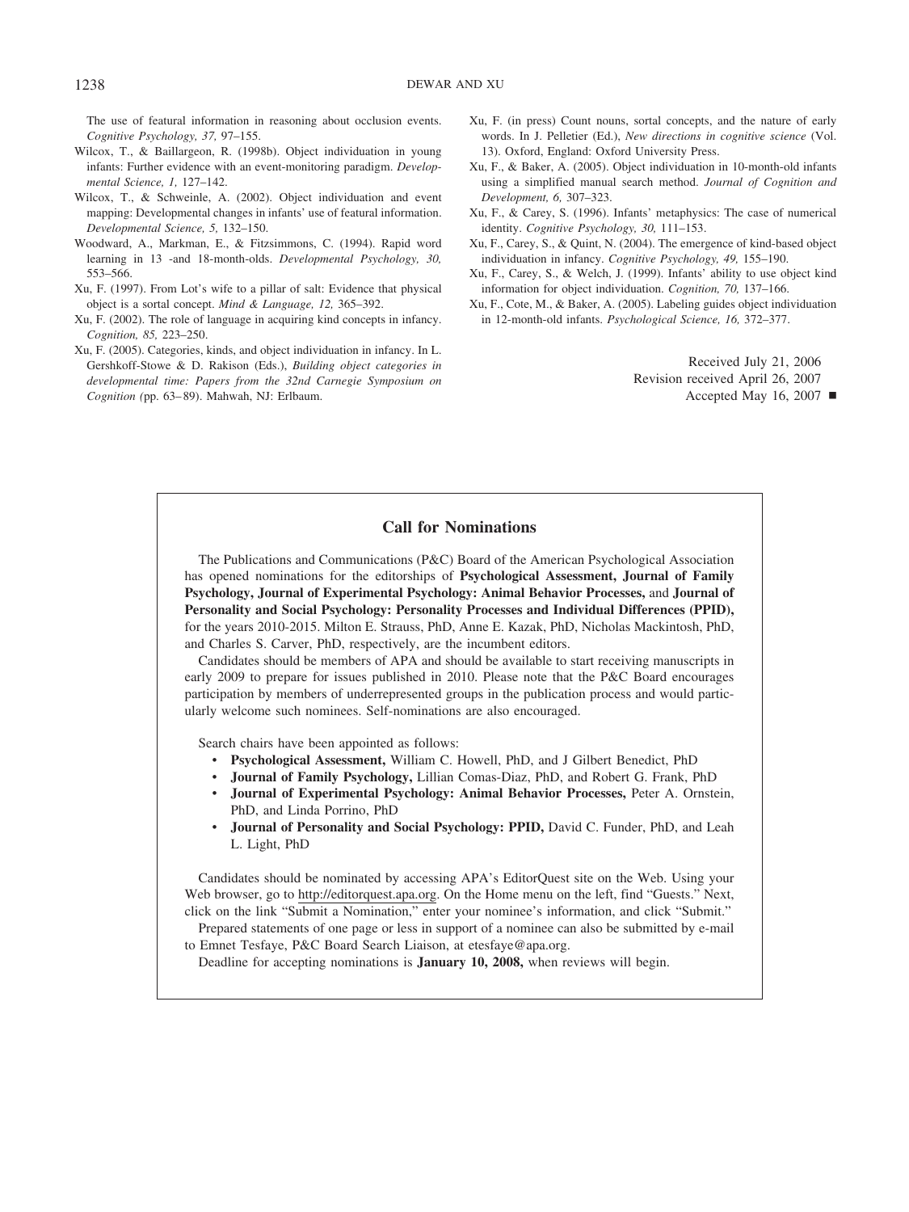The use of featural information in reasoning about occlusion events. *Cognitive Psychology, 37,* 97–155.

Wilcox, T., & Baillargeon, R. (1998b). Object individuation in young infants: Further evidence with an event-monitoring paradigm. *Developmental Science, 1,* 127–142.

Wilcox, T., & Schweinle, A. (2002). Object individuation and event mapping: Developmental changes in infants' use of featural information. *Developmental Science, 5,* 132–150.

Woodward, A., Markman, E., & Fitzsimmons, C. (1994). Rapid word learning in 13 -and 18-month-olds. *Developmental Psychology, 30,* 553–566.

Xu, F. (1997). From Lot's wife to a pillar of salt: Evidence that physical object is a sortal concept. *Mind & Language, 12,* 365–392.

Xu, F. (2002). The role of language in acquiring kind concepts in infancy. *Cognition, 85,* 223–250.

Xu, F. (2005). Categories, kinds, and object individuation in infancy. In L. Gershkoff-Stowe & D. Rakison (Eds.), *Building object categories in developmental time: Papers from the 32nd Carnegie Symposium on Cognition (*pp. 63–89). Mahwah, NJ: Erlbaum.

Xu, F. (in press) Count nouns, sortal concepts, and the nature of early words. In J. Pelletier (Ed.), *New directions in cognitive science* (Vol. 13). Oxford, England: Oxford University Press.

Xu, F., & Baker, A. (2005). Object individuation in 10-month-old infants using a simplified manual search method. *Journal of Cognition and Development, 6,* 307–323.

Xu, F., & Carey, S. (1996). Infants' metaphysics: The case of numerical identity. *Cognitive Psychology, 30,* 111–153.

Xu, F., Carey, S., & Quint, N. (2004). The emergence of kind-based object individuation in infancy. *Cognitive Psychology, 49,* 155–190.

Xu, F., Carey, S., & Welch, J. (1999). Infants' ability to use object kind information for object individuation. *Cognition, 70,* 137–166.

Xu, F., Cote, M., & Baker, A. (2005). Labeling guides object individuation in 12-month-old infants. *Psychological Science, 16,* 372–377.

Received July 21, 2006
Revision received April 26, 2007
Accepted May 16, 2007 ■

## Call for Nominations

The Publications and Communications (P&C) Board of the American Psychological Association has opened nominations for the editorships of **Psychological Assessment, Journal of Family Psychology, Journal of Experimental Psychology: Animal Behavior Processes,** and **Journal of Personality and Social Psychology: Personality Processes and Individual Differences (PPID),** for the years 2010-2015. Milton E. Strauss, PhD, Anne E. Kazak, PhD, Nicholas Mackintosh, PhD, and Charles S. Carver, PhD, respectively, are the incumbent editors.

Candidates should be members of APA and should be available to start receiving manuscripts in early 2009 to prepare for issues published in 2010. Please note that the P&C Board encourages participation by members of underrepresented groups in the publication process and would particularly welcome such nominees. Self-nominations are also encouraged.

Search chairs have been appointed as follows:

- **Psychological Assessment,** William C. Howell, PhD, and J Gilbert Benedict, PhD
- **Journal of Family Psychology,** Lillian Comas-Diaz, PhD, and Robert G. Frank, PhD
- **Journal of Experimental Psychology: Animal Behavior Processes,** Peter A. Ornstein, PhD, and Linda Porrino, PhD
- **Journal of Personality and Social Psychology: PPID,** David C. Funder, PhD, and Leah L. Light, PhD

Candidates should be nominated by accessing APA's EditorQuest site on the Web. Using your Web browser, go to http://editorquest.apa.org. On the Home menu on the left, find "Guests." Next, click on the link "Submit a Nomination," enter your nominee's information, and click "Submit."

Prepared statements of one page or less in support of a nominee can also be submitted by e-mail to Emnet Tesfaye, P&C Board Search Liaison, at etesfaye@apa.org.

Deadline for accepting nominations is **January 10, 2008,** when reviews will begin.